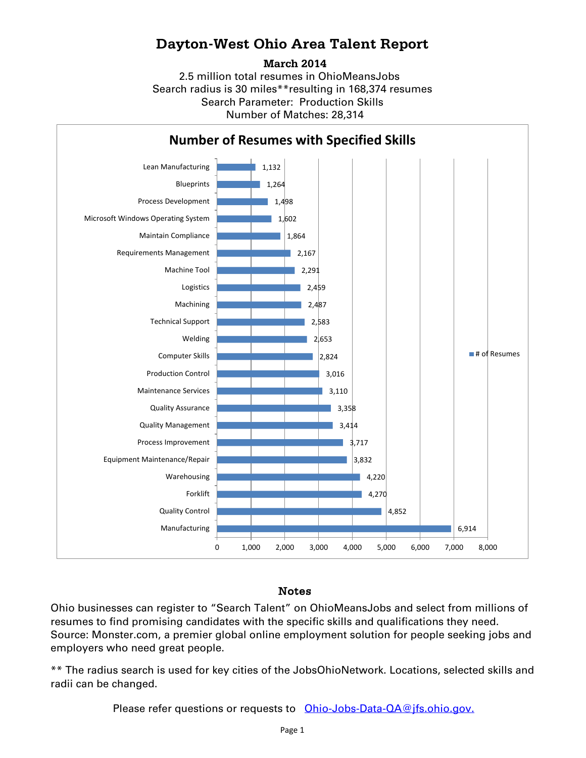# Dayton-West Ohio Area Talent Report

**March 2014**

2.5 million total resumes in OhioMeansJobs

Search radius is 30 miles**resulting in 168,374 resumes

Search Parameter: Production Skills

Number of Matches: 28,314

## Number of Resumes with Specified Skills

| Skill | # of Resumes |
|---|---|
| Lean Manufacturing | 1,132 |
| Blueprints | 1,264 |
| Process Development | 1,498 |
| Microsoft Windows Operating System | 1,602 |
| Maintain Compliance | 1,864 |
| Requirements Management | 2,167 |
| Machine Tool | 2,291 |
| Logistics | 2,459 |
| Machining | 2,487 |
| Technical Support | 2,583 |
| Welding | 2,653 |
| Computer Skills | 2,824 |
| Production Control | 3,016 |
| Maintenance Services | 3,110 |
| Quality Assurance | 3,358 |
| Quality Management | 3,414 |
| Process Improvement | 3,717 |
| Equipment Maintenance/Repair | 3,832 |
| Warehousing | 4,220 |
| Forklift | 4,270 |
| Quality Control | 4,852 |
| Manufacturing | 6,914 |

### Notes

Ohio businesses can register to "Search Talent" on OhioMeansJobs and select from millions of resumes to find promising candidates with the specific skills and qualifications they need. Source: Monster.com, a premier global online employment solution for people seeking jobs and employers who need great people.

** The radius search is used for key cities of the JobsOhioNetwork. Locations, selected skills and radii can be changed.

Please refer questions or requests to Ohio-Jobs-Data-QA@jfs.ohio.gov.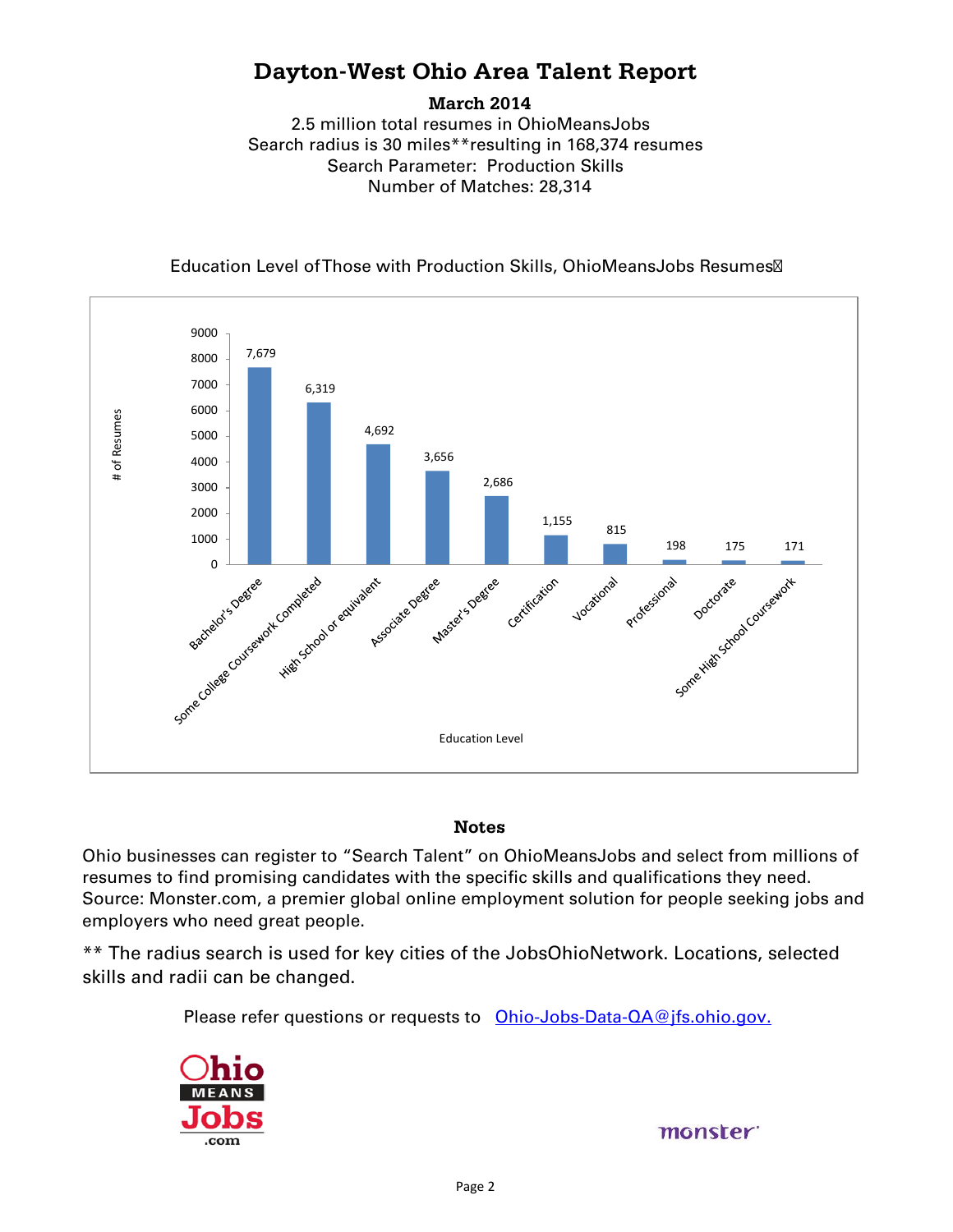# Dayton-West Ohio Area Talent Report

**March 2014**

2.5 million total resumes in OhioMeansJobs

Search radius is 30 miles**resulting in 168,374 resumes

Search Parameter: Production Skills

Number of Matches: 28,314

Education Level of Those with Production Skills, OhioMeansJobs Resumes

# of Resumes

9000
8000
7000
6000
5000
4000
3000
2000
1000
0

7,679
6,319
4,692
3,656
2,686
1,155
815
198
175
171

Bachelor's Degree
Some College Coursework Completed
High School or equivalent
Associate Degree
Master's Degree
Certification
Vocational
Professional
Doctorate
Some High School Coursework

Education Level

## Notes

Ohio businesses can register to "Search Talent" on OhioMeansJobs and select from millions of resumes to find promising candidates with the specific skills and qualifications they need. Source: Monster.com, a premier global online employment solution for people seeking jobs and employers who need great people.

** The radius search is used for key cities of the JobsOhioNetwork. Locations, selected skills and radii can be changed.

Please refer questions or requests to [Ohio-Jobs-Data-QA@jfs.ohio.gov.](mailto:Ohio-Jobs-Data-QA@jfs.ohio.gov)

Ohio MEANS Jobs .com

monster